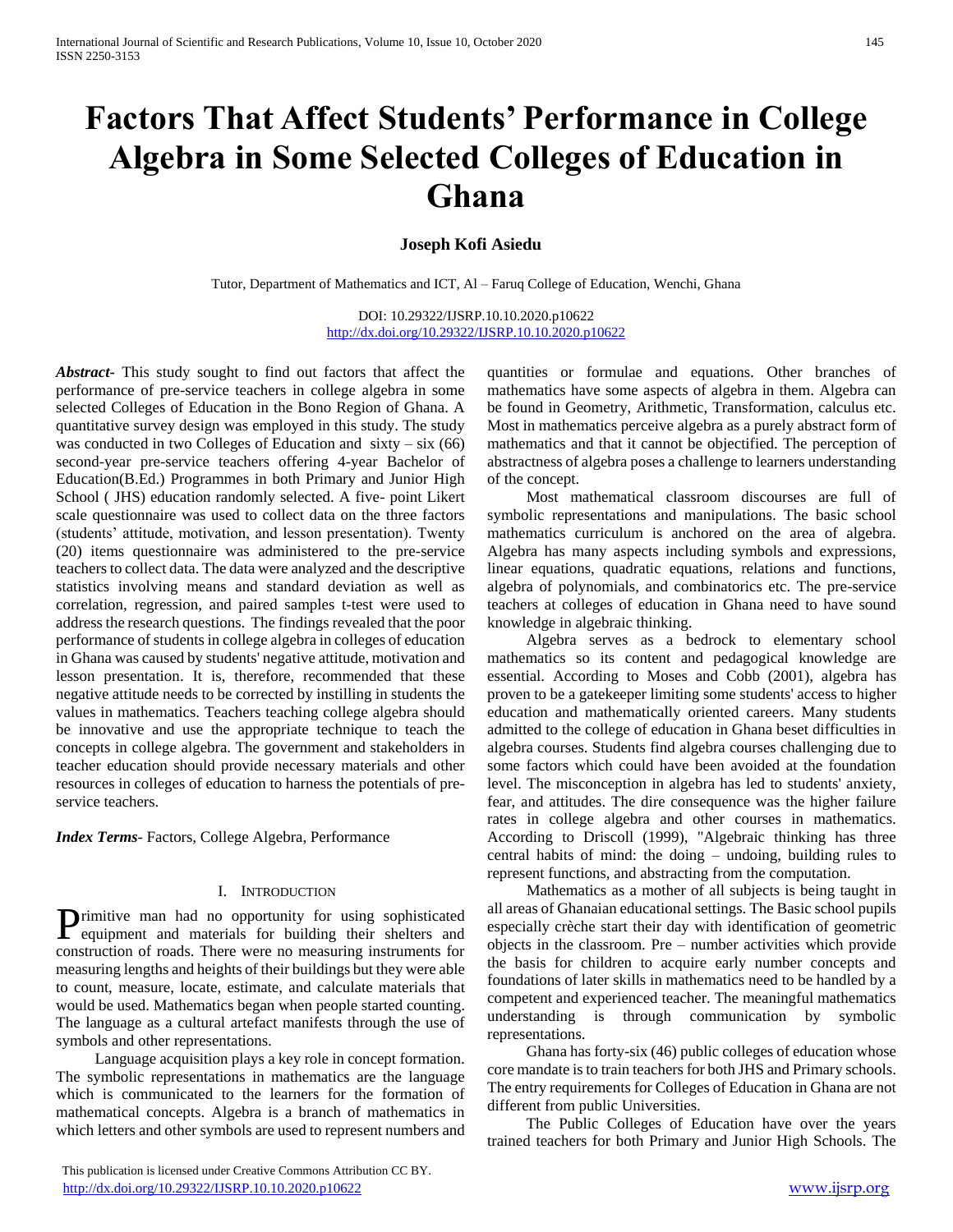# Factors That Affect Students' Performance in College Algebra in Some Selected Colleges of Education in Ghana

**Joseph Kofi Asiedu**

Tutor, Department of Mathematics and ICT, Al – Faruq College of Education, Wenchi, Ghana

DOI: 10.29322/IJSRP.10.10.2020.p10622
http://dx.doi.org/10.29322/IJSRP.10.10.2020.p10622

***Abstract***- This study sought to find out factors that affect the performance of pre-service teachers in college algebra in some selected Colleges of Education in the Bono Region of Ghana. A quantitative survey design was employed in this study. The study was conducted in two Colleges of Education and sixty – six (66) second-year pre-service teachers offering 4-year Bachelor of Education(B.Ed.) Programmes in both Primary and Junior High School ( JHS) education randomly selected. A five- point Likert scale questionnaire was used to collect data on the three factors (students' attitude, motivation, and lesson presentation). Twenty (20) items questionnaire was administered to the pre-service teachers to collect data. The data were analyzed and the descriptive statistics involving means and standard deviation as well as correlation, regression, and paired samples t-test were used to address the research questions. The findings revealed that the poor performance of students in college algebra in colleges of education in Ghana was caused by students' negative attitude, motivation and lesson presentation. It is, therefore, recommended that these negative attitude needs to be corrected by instilling in students the values in mathematics. Teachers teaching college algebra should be innovative and use the appropriate technique to teach the concepts in college algebra. The government and stakeholders in teacher education should provide necessary materials and other resources in colleges of education to harness the potentials of pre-service teachers.

***Index Terms***- Factors, College Algebra, Performance

## I. Introduction

Primitive man had no opportunity for using sophisticated equipment and materials for building their shelters and construction of roads. There were no measuring instruments for measuring lengths and heights of their buildings but they were able to count, measure, locate, estimate, and calculate materials that would be used. Mathematics began when people started counting. The language as a cultural artefact manifests through the use of symbols and other representations.

Language acquisition plays a key role in concept formation. The symbolic representations in mathematics are the language which is communicated to the learners for the formation of mathematical concepts. Algebra is a branch of mathematics in which letters and other symbols are used to represent numbers and quantities or formulae and equations. Other branches of mathematics have some aspects of algebra in them. Algebra can be found in Geometry, Arithmetic, Transformation, calculus etc. Most in mathematics perceive algebra as a purely abstract form of mathematics and that it cannot be objectified. The perception of abstractness of algebra poses a challenge to learners understanding of the concept.

Most mathematical classroom discourses are full of symbolic representations and manipulations. The basic school mathematics curriculum is anchored on the area of algebra. Algebra has many aspects including symbols and expressions, linear equations, quadratic equations, relations and functions, algebra of polynomials, and combinatorics etc. The pre-service teachers at colleges of education in Ghana need to have sound knowledge in algebraic thinking.

Algebra serves as a bedrock to elementary school mathematics so its content and pedagogical knowledge are essential. According to Moses and Cobb (2001), algebra has proven to be a gatekeeper limiting some students' access to higher education and mathematically oriented careers. Many students admitted to the college of education in Ghana beset difficulties in algebra courses. Students find algebra courses challenging due to some factors which could have been avoided at the foundation level. The misconception in algebra has led to students' anxiety, fear, and attitudes. The dire consequence was the higher failure rates in college algebra and other courses in mathematics. According to Driscoll (1999), "Algebraic thinking has three central habits of mind: the doing – undoing, building rules to represent functions, and abstracting from the computation.

Mathematics as a mother of all subjects is being taught in all areas of Ghanaian educational settings. The Basic school pupils especially crèche start their day with identification of geometric objects in the classroom. Pre – number activities which provide the basis for children to acquire early number concepts and foundations of later skills in mathematics need to be handled by a competent and experienced teacher. The meaningful mathematics understanding is through communication by symbolic representations.

Ghana has forty-six (46) public colleges of education whose core mandate is to train teachers for both JHS and Primary schools. The entry requirements for Colleges of Education in Ghana are not different from public Universities.

The Public Colleges of Education have over the years trained teachers for both Primary and Junior High Schools. The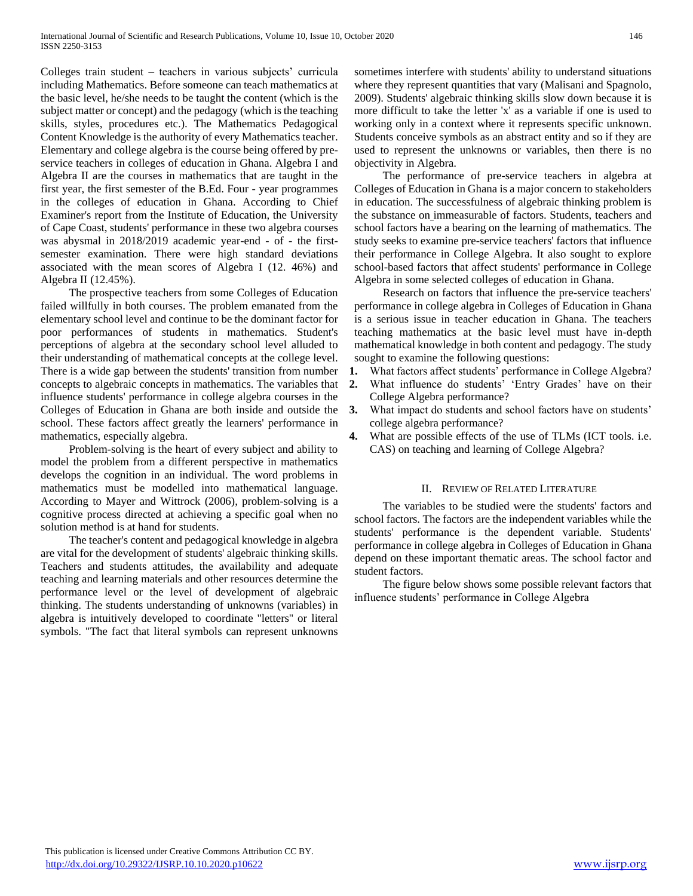Colleges train student – teachers in various subjects' curricula including Mathematics. Before someone can teach mathematics at the basic level, he/she needs to be taught the content (which is the subject matter or concept) and the pedagogy (which is the teaching skills, styles, procedures etc.). The Mathematics Pedagogical Content Knowledge is the authority of every Mathematics teacher. Elementary and college algebra is the course being offered by pre-service teachers in colleges of education in Ghana. Algebra I and Algebra II are the courses in mathematics that are taught in the first year, the first semester of the B.Ed. Four - year programmes in the colleges of education in Ghana. According to Chief Examiner's report from the Institute of Education, the University of Cape Coast, students' performance in these two algebra courses was abysmal in 2018/2019 academic year-end - of - the first-semester examination. There were high standard deviations associated with the mean scores of Algebra I (12. 46%) and Algebra II (12.45%).

The prospective teachers from some Colleges of Education failed willfully in both courses. The problem emanated from the elementary school level and continue to be the dominant factor for poor performances of students in mathematics. Student's perceptions of algebra at the secondary school level alluded to their understanding of mathematical concepts at the college level. There is a wide gap between the students' transition from number concepts to algebraic concepts in mathematics. The variables that influence students' performance in college algebra courses in the Colleges of Education in Ghana are both inside and outside the school. These factors affect greatly the learners' performance in mathematics, especially algebra.

Problem-solving is the heart of every subject and ability to model the problem from a different perspective in mathematics develops the cognition in an individual. The word problems in mathematics must be modelled into mathematical language. According to Mayer and Wittrock (2006), problem-solving is a cognitive process directed at achieving a specific goal when no solution method is at hand for students.

The teacher's content and pedagogical knowledge in algebra are vital for the development of students' algebraic thinking skills. Teachers and students attitudes, the availability and adequate teaching and learning materials and other resources determine the performance level or the level of development of algebraic thinking. The students understanding of unknowns (variables) in algebra is intuitively developed to coordinate "letters" or literal symbols. "The fact that literal symbols can represent unknowns sometimes interfere with students' ability to understand situations where they represent quantities that vary (Malisani and Spagnolo, 2009). Students' algebraic thinking skills slow down because it is more difficult to take the letter 'x' as a variable if one is used to working only in a context where it represents specific unknown. Students conceive symbols as an abstract entity and so if they are used to represent the unknowns or variables, then there is no objectivity in Algebra.

The performance of pre-service teachers in algebra at Colleges of Education in Ghana is a major concern to stakeholders in education. The successfulness of algebraic thinking problem is the substance on immeasurable of factors. Students, teachers and school factors have a bearing on the learning of mathematics. The study seeks to examine pre-service teachers' factors that influence their performance in College Algebra. It also sought to explore school-based factors that affect students' performance in College Algebra in some selected colleges of education in Ghana.

Research on factors that influence the pre-service teachers' performance in college algebra in Colleges of Education in Ghana is a serious issue in teacher education in Ghana. The teachers teaching mathematics at the basic level must have in-depth mathematical knowledge in both content and pedagogy. The study sought to examine the following questions:

1. What factors affect students' performance in College Algebra?
2. What influence do students' 'Entry Grades' have on their College Algebra performance?
3. What impact do students and school factors have on students' college algebra performance?
4. What are possible effects of the use of TLMs (ICT tools. i.e. CAS) on teaching and learning of College Algebra?

## II. Review of Related Literature

The variables to be studied were the students' factors and school factors. The factors are the independent variables while the students' performance is the dependent variable. Students' performance in college algebra in Colleges of Education in Ghana depend on these important thematic areas. The school factor and student factors.

The figure below shows some possible relevant factors that influence students' performance in College Algebra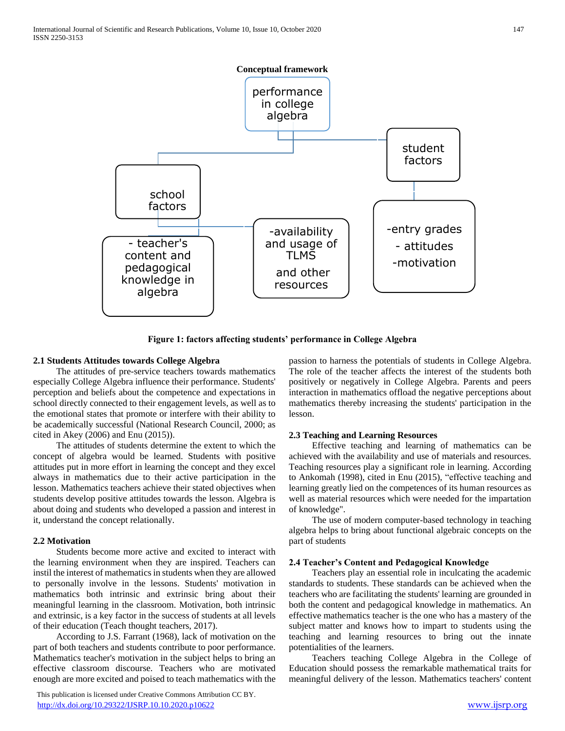**Conceptual framework**

- performance in college algebra
  - school factors
    - teacher's content and pedagogical knowledge in algebra
    - availability and usage of TLMS and other resources
  - student factors
    - entry grades
    - attitudes
    - motivation

**Figure 1: factors affecting students' performance in College Algebra**

### 2.1 Students Attitudes towards College Algebra

The attitudes of pre-service teachers towards mathematics especially College Algebra influence their performance. Students' perception and beliefs about the competence and expectations in school directly connected to their engagement levels, as well as to the emotional states that promote or interfere with their ability to be academically successful (National Research Council, 2000; as cited in Akey (2006) and Enu (2015)).

The attitudes of students determine the extent to which the concept of algebra would be learned. Students with positive attitudes put in more effort in learning the concept and they excel always in mathematics due to their active participation in the lesson. Mathematics teachers achieve their stated objectives when students develop positive attitudes towards the lesson. Algebra is about doing and students who developed a passion and interest in it, understand the concept relationally.

### 2.2 Motivation

Students become more active and excited to interact with the learning environment when they are inspired. Teachers can instil the interest of mathematics in students when they are allowed to personally involve in the lessons. Students' motivation in mathematics both intrinsic and extrinsic bring about their meaningful learning in the classroom. Motivation, both intrinsic and extrinsic, is a key factor in the success of students at all levels of their education (Teach thought teachers, 2017).

According to J.S. Farrant (1968), lack of motivation on the part of both teachers and students contribute to poor performance. Mathematics teacher's motivation in the subject helps to bring an effective classroom discourse. Teachers who are motivated enough are more excited and poised to teach mathematics with the passion to harness the potentials of students in College Algebra. The role of the teacher affects the interest of the students both positively or negatively in College Algebra. Parents and peers interaction in mathematics offload the negative perceptions about mathematics thereby increasing the students' participation in the lesson.

### 2.3 Teaching and Learning Resources

Effective teaching and learning of mathematics can be achieved with the availability and use of materials and resources. Teaching resources play a significant role in learning. According to Ankomah (1998), cited in Enu (2015), "effective teaching and learning greatly lied on the competences of its human resources as well as material resources which were needed for the impartation of knowledge".

The use of modern computer-based technology in teaching algebra helps to bring about functional algebraic concepts on the part of students

### 2.4 Teacher's Content and Pedagogical Knowledge

Teachers play an essential role in inculcating the academic standards to students. These standards can be achieved when the teachers who are facilitating the students' learning are grounded in both the content and pedagogical knowledge in mathematics. An effective mathematics teacher is the one who has a mastery of the subject matter and knows how to impart to students using the teaching and learning resources to bring out the innate potentialities of the learners.

Teachers teaching College Algebra in the College of Education should possess the remarkable mathematical traits for meaningful delivery of the lesson. Mathematics teachers' content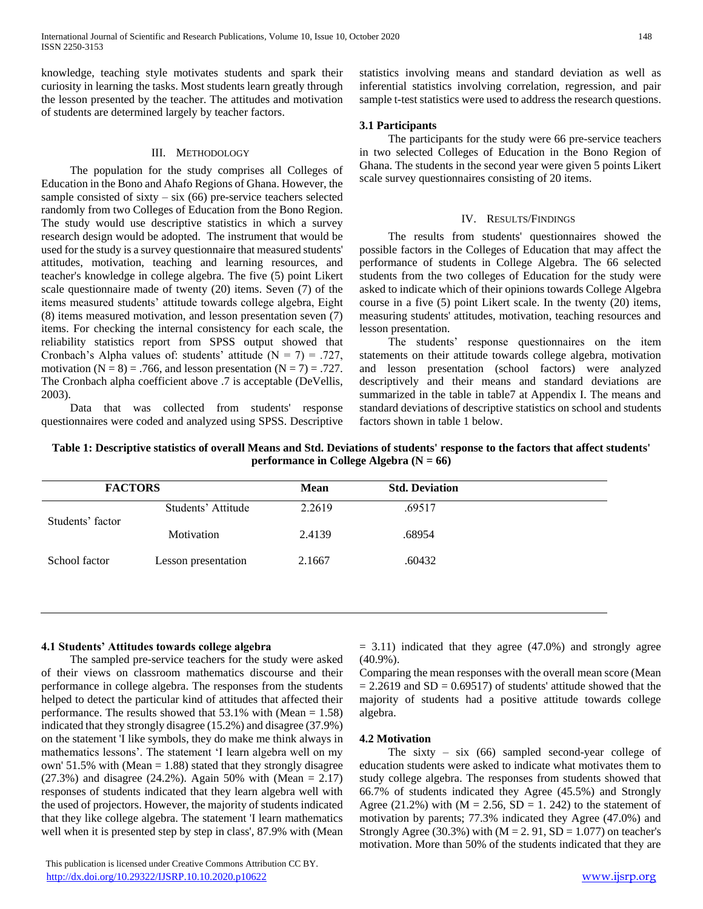knowledge, teaching style motivates students and spark their curiosity in learning the tasks. Most students learn greatly through the lesson presented by the teacher. The attitudes and motivation of students are determined largely by teacher factors.

## III. Methodology

The population for the study comprises all Colleges of Education in the Bono and Ahafo Regions of Ghana. However, the sample consisted of sixty – six (66) pre-service teachers selected randomly from two Colleges of Education from the Bono Region. The study would use descriptive statistics in which a survey research design would be adopted. The instrument that would be used for the study is a survey questionnaire that measured students' attitudes, motivation, teaching and learning resources, and teacher's knowledge in college algebra. The five (5) point Likert scale questionnaire made of twenty (20) items. Seven (7) of the items measured students' attitude towards college algebra, Eight (8) items measured motivation, and lesson presentation seven (7) items. For checking the internal consistency for each scale, the reliability statistics report from SPSS output showed that Cronbach's Alpha values of: students' attitude ($N = 7$) = .727, motivation ($N = 8$) = .766, and lesson presentation ($N = 7$) = .727. The Cronbach alpha coefficient above .7 is acceptable (DeVellis, 2003).

Data that was collected from students' response questionnaires were coded and analyzed using SPSS. Descriptive statistics involving means and standard deviation as well as inferential statistics involving correlation, regression, and pair sample t-test statistics were used to address the research questions.

### 3.1 Participants

The participants for the study were 66 pre-service teachers in two selected Colleges of Education in the Bono Region of Ghana. The students in the second year were given 5 points Likert scale survey questionnaires consisting of 20 items.

## IV. Results/Findings

The results from students' questionnaires showed the possible factors in the Colleges of Education that may affect the performance of students in College Algebra. The 66 selected students from the two colleges of Education for the study were asked to indicate which of their opinions towards College Algebra course in a five (5) point Likert scale. In the twenty (20) items, measuring students' attitudes, motivation, teaching resources and lesson presentation.

The students' response questionnaires on the item statements on their attitude towards college algebra, motivation and lesson presentation (school factors) were analyzed descriptively and their means and standard deviations are summarized in the table in table7 at Appendix I. The means and standard deviations of descriptive statistics on school and students factors shown in table 1 below.

**Table 1: Descriptive statistics of overall Means and Std. Deviations of students' response to the factors that affect students' performance in College Algebra (N = 66)**

| FACTORS | | Mean | Std. Deviation |
|---|---|---|---|
| Students' factor | Students' Attitude | 2.2619 | .69517 |
| | Motivation | 2.4139 | .68954 |
| School factor | Lesson presentation | 2.1667 | .60432 |

### 4.1 Students' Attitudes towards college algebra

The sampled pre-service teachers for the study were asked of their views on classroom mathematics discourse and their performance in college algebra. The responses from the students helped to detect the particular kind of attitudes that affected their performance. The results showed that 53.1% with (Mean = 1.58) indicated that they strongly disagree (15.2%) and disagree (37.9%) on the statement 'I like symbols, they do make me think always in mathematics lessons'. The statement 'I learn algebra well on my own' 51.5% with (Mean = 1.88) stated that they strongly disagree (27.3%) and disagree (24.2%). Again 50% with (Mean = 2.17) responses of students indicated that they learn algebra well with the used of projectors. However, the majority of students indicated that they like college algebra. The statement 'I learn mathematics well when it is presented step by step in class', 87.9% with (Mean = 3.11) indicated that they agree (47.0%) and strongly agree (40.9%).

Comparing the mean responses with the overall mean score (Mean = 2.2619 and SD = 0.69517) of students' attitude showed that the majority of students had a positive attitude towards college algebra.

### 4.2 Motivation

The sixty – six (66) sampled second-year college of education students were asked to indicate what motivates them to study college algebra. The responses from students showed that 66.7% of students indicated they Agree (45.5%) and Strongly Agree (21.2%) with ($M = 2.56$, $SD = 1.242$) to the statement of motivation by parents; 77.3% indicated they Agree (47.0%) and Strongly Agree (30.3%) with ($M = 2.91$, $SD = 1.077$) on teacher's motivation. More than 50% of the students indicated that they are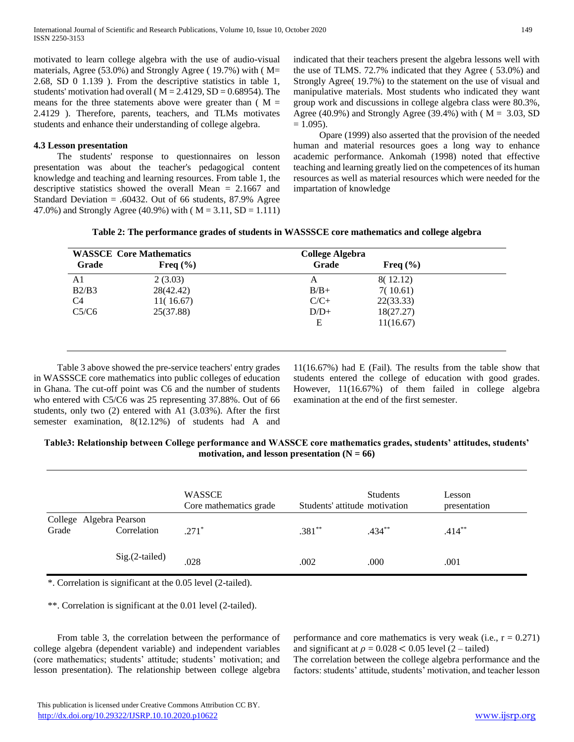motivated to learn college algebra with the use of audio-visual materials, Agree (53.0%) and Strongly Agree ( 19.7%) with ( M= 2.68, SD 0 1.139 ). From the descriptive statistics in table 1, students' motivation had overall ( M = 2.4129, SD = 0.68954). The means for the three statements above were greater than ( M = 2.4129 ). Therefore, parents, teachers, and TLMs motivates students and enhance their understanding of college algebra.

### 4.3 Lesson presentation

The students' response to questionnaires on lesson presentation was about the teacher's pedagogical content knowledge and teaching and learning resources. From table 1, the descriptive statistics showed the overall Mean = 2.1667 and Standard Deviation = .60432. Out of 66 students, 87.9% Agree 47.0%) and Strongly Agree (40.9%) with ( M = 3.11, SD = 1.111) indicated that their teachers present the algebra lessons well with the use of TLMS. 72.7% indicated that they Agree ( 53.0%) and Strongly Agree( 19.7%) to the statement on the use of visual and manipulative materials. Most students who indicated they want group work and discussions in college algebra class were 80.3%, Agree (40.9%) and Strongly Agree (39.4%) with ( M = 3.03, SD = 1.095).

Opare (1999) also asserted that the provision of the needed human and material resources goes a long way to enhance academic performance. Ankomah (1998) noted that effective teaching and learning greatly lied on the competences of its human resources as well as material resources which were needed for the impartation of knowledge

**Table 2: The performance grades of students in WASSSCE core mathematics and college algebra**

| WASSCE Core Mathematics | | College Algebra | |
|---|---|---|---|
| Grade | Freq (%) | Grade | Freq (%) |
| A1 | 2 (3.03) | A | 8( 12.12) |
| B2/B3 | 28(42.42) | B/B+ | 7( 10.61) |
| C4 | 11( 16.67) | C/C+ | 22(33.33) |
| C5/C6 | 25(37.88) | D/D+ | 18(27.27) |
| | | E | 11(16.67) |

Table 3 above showed the pre-service teachers' entry grades in WASSSCE core mathematics into public colleges of education in Ghana. The cut-off point was C6 and the number of students who entered with C5/C6 was 25 representing 37.88%. Out of 66 students, only two (2) entered with A1 (3.03%). After the first semester examination, 8(12.12%) of students had A and 11(16.67%) had E (Fail). The results from the table show that students entered the college of education with good grades. However, 11(16.67%) of them failed in college algebra examination at the end of the first semester.

**Table3: Relationship between College performance and WASSCE core mathematics grades, students' attitudes, students' motivation, and lesson presentation (N = 66)**

| | | WASSCE Core mathematics grade | Students' attitude | Students motivation | Lesson presentation |
|---|---|---|---|---|---|
| College Algebra Grade | Pearson Correlation | .271* | .381** | .434** | .414** |
| | Sig.(2-tailed) | .028 | .002 | .000 | .001 |

*. Correlation is significant at the 0.05 level (2-tailed).

**. Correlation is significant at the 0.01 level (2-tailed).

From table 3, the correlation between the performance of college algebra (dependent variable) and independent variables (core mathematics; students' attitude; students' motivation; and lesson presentation). The relationship between college algebra performance and core mathematics is very weak (i.e., $r = 0.271$) and significant at $\rho = 0.028 < 0.05$ level (2 – tailed)

The correlation between the college algebra performance and the factors: students' attitude, students' motivation, and teacher lesson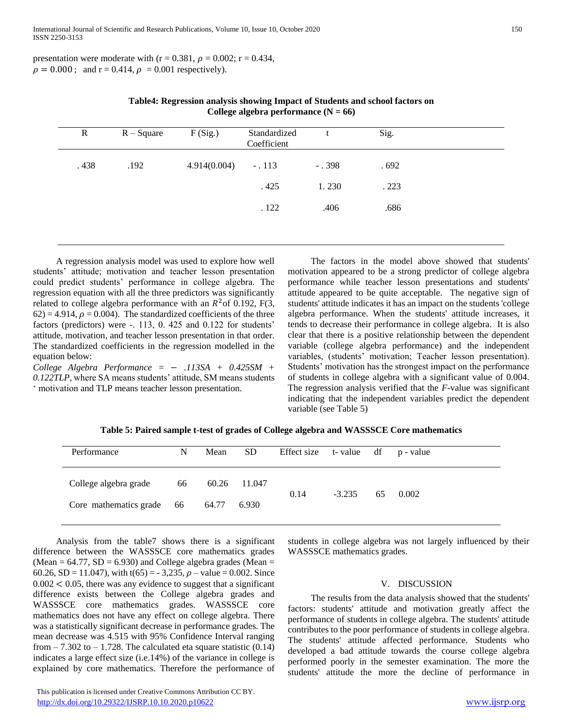presentation were moderate with (r = 0.381, $\rho$ = 0.002; r = 0.434, $\rho = 0.000$; and r = 0.414, $\rho$ = 0.001 respectively).

**Table4: Regression analysis showing Impact of Students and school factors on College algebra performance (N = 66)**

| R | R – Square | F (Sig.) | Standardized Coefficient | t | Sig. |
|---|---|---|---|---|---|
| . 438 | .192 | 4.914(0.004) | - . 113 | - . 398 | . 692 |
| | | | . 425 | 1. 230 | . 223 |
| | | | . 122 | .406 | .686 |

A regression analysis model was used to explore how well students' attitude; motivation and teacher lesson presentation could predict students' performance in college algebra. The regression equation with all the three predictors was significantly related to college algebra performance with an $R^2$ of 0.192, F(3, 62) = 4.914, $\rho$ = 0.004). The standardized coefficients of the three factors (predictors) were -. 113, 0. 425 and 0.122 for students' attitude, motivation, and teacher lesson presentation in that order. The standardized coefficients in the regression modelled in the equation below:

*College Algebra Performance = − .113SA + 0.425SM + 0.122TLP*, where SA means students' attitude, SM means students ' motivation and TLP means teacher lesson presentation.

The factors in the model above showed that students' motivation appeared to be a strong predictor of college algebra performance while teacher lesson presentations and students' attitude appeared to be quite acceptable. The negative sign of students' attitude indicates it has an impact on the students 'college algebra performance. When the students' attitude increases, it tends to decrease their performance in college algebra. It is also clear that there is a positive relationship between the dependent variable (college algebra performance) and the independent variables, (students' motivation; Teacher lesson presentation). Students' motivation has the strongest impact on the performance of students in college algebra with a significant value of 0.004. The regression analysis verified that the *F*-value was significant indicating that the independent variables predict the dependent variable (see Table 5)

**Table 5: Paired sample t-test of grades of College algebra and WASSSCE Core mathematics**

| Performance | N | Mean | SD | Effect size | t- value | df | p - value |
|---|---|---|---|---|---|---|---|
| College algebra grade | 66 | 60.26 | 11.047 | 0.14 | -3.235 | 65 | 0.002 |
| Core mathematics grade | 66 | 64.77 | 6.930 | | | | |

Analysis from the table7 shows there is a significant difference between the WASSSCE core mathematics grades (Mean = 64.77, SD = 6.930) and College algebra grades (Mean = 60.26, SD = 11.047), with t(65) = - 3,235, $\rho$ – value = 0.002. Since $0.002 < 0.05$, there was any evidence to suggest that a significant difference exists between the College algebra grades and WASSSCE core mathematics grades. WASSSCE core mathematics does not have any effect on college algebra. There was a statistically significant decrease in performance grades. The mean decrease was 4.515 with 95% Confidence Interval ranging from – 7.302 to – 1.728. The calculated eta square statistic (0.14) indicates a large effect size (i.e.14%) of the variance in college is explained by core mathematics. Therefore the performance of students in college algebra was not largely influenced by their WASSSCE mathematics grades.

## V. DISCUSSION

The results from the data analysis showed that the students' factors: students' attitude and motivation greatly affect the performance of students in college algebra. The students' attitude contributes to the poor performance of students in college algebra. The students' attitude affected performance. Students who developed a bad attitude towards the course college algebra performed poorly in the semester examination. The more the students' attitude the more the decline of performance in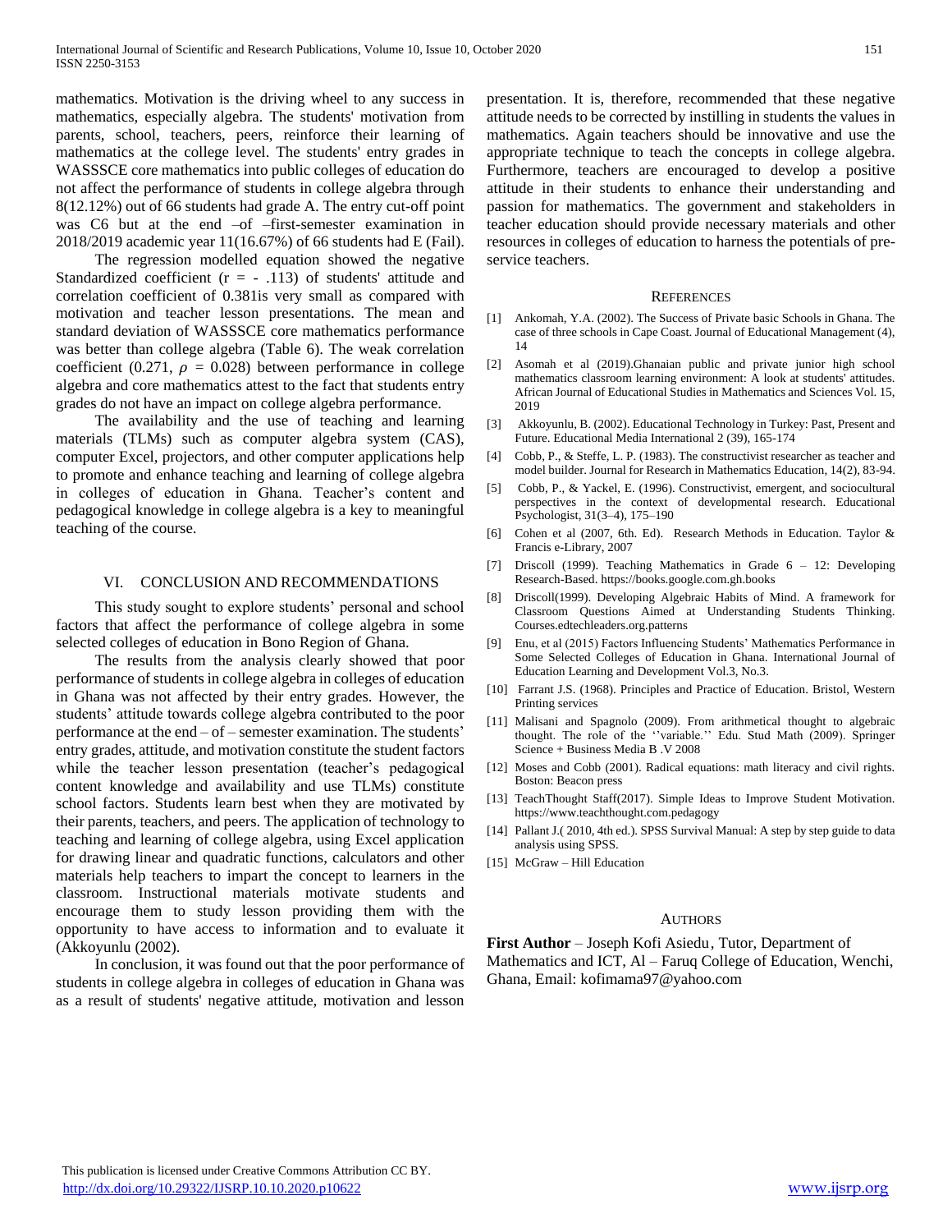mathematics. Motivation is the driving wheel to any success in mathematics, especially algebra. The students' motivation from parents, school, teachers, peers, reinforce their learning of mathematics at the college level. The students' entry grades in WASSSCE core mathematics into public colleges of education do not affect the performance of students in college algebra through 8(12.12%) out of 66 students had grade A. The entry cut-off point was C6 but at the end –of –first-semester examination in 2018/2019 academic year 11(16.67%) of 66 students had E (Fail).

The regression modelled equation showed the negative Standardized coefficient ($r = -.113$) of students' attitude and correlation coefficient of 0.381is very small as compared with motivation and teacher lesson presentations. The mean and standard deviation of WASSSCE core mathematics performance was better than college algebra (Table 6). The weak correlation coefficient (0.271, $\rho = 0.028$) between performance in college algebra and core mathematics attest to the fact that students entry grades do not have an impact on college algebra performance.

The availability and the use of teaching and learning materials (TLMs) such as computer algebra system (CAS), computer Excel, projectors, and other computer applications help to promote and enhance teaching and learning of college algebra in colleges of education in Ghana. Teacher's content and pedagogical knowledge in college algebra is a key to meaningful teaching of the course.

## VI. CONCLUSION AND RECOMMENDATIONS

This study sought to explore students' personal and school factors that affect the performance of college algebra in some selected colleges of education in Bono Region of Ghana.

The results from the analysis clearly showed that poor performance of students in college algebra in colleges of education in Ghana was not affected by their entry grades. However, the students' attitude towards college algebra contributed to the poor performance at the end – of – semester examination. The students' entry grades, attitude, and motivation constitute the student factors while the teacher lesson presentation (teacher's pedagogical content knowledge and availability and use TLMs) constitute school factors. Students learn best when they are motivated by their parents, teachers, and peers. The application of technology to teaching and learning of college algebra, using Excel application for drawing linear and quadratic functions, calculators and other materials help teachers to impart the concept to learners in the classroom. Instructional materials motivate students and encourage them to study lesson providing them with the opportunity to have access to information and to evaluate it (Akkoyunlu (2002).

In conclusion, it was found out that the poor performance of students in college algebra in colleges of education in Ghana was as a result of students' negative attitude, motivation and lesson presentation. It is, therefore, recommended that these negative attitude needs to be corrected by instilling in students the values in mathematics. Again teachers should be innovative and use the appropriate technique to teach the concepts in college algebra. Furthermore, teachers are encouraged to develop a positive attitude in their students to enhance their understanding and passion for mathematics. The government and stakeholders in teacher education should provide necessary materials and other resources in colleges of education to harness the potentials of pre-service teachers.

## REFERENCES

[1] Ankomah, Y.A. (2002). The Success of Private basic Schools in Ghana. The case of three schools in Cape Coast. Journal of Educational Management (4), 14

[2] Asomah et al (2019).Ghanaian public and private junior high school mathematics classroom learning environment: A look at students' attitudes. African Journal of Educational Studies in Mathematics and Sciences Vol. 15, 2019

[3] Akkoyunlu, B. (2002). Educational Technology in Turkey: Past, Present and Future. Educational Media International 2 (39), 165-174

[4] Cobb, P., & Steffe, L. P. (1983). The constructivist researcher as teacher and model builder. Journal for Research in Mathematics Education, 14(2), 83-94.

[5] Cobb, P., & Yackel, E. (1996). Constructivist, emergent, and sociocultural perspectives in the context of developmental research. Educational Psychologist, 31(3–4), 175–190

[6] Cohen et al (2007, 6th. Ed). Research Methods in Education. Taylor & Francis e-Library, 2007

[7] Driscoll (1999). Teaching Mathematics in Grade 6 – 12: Developing Research-Based. https://books.google.com.gh.books

[8] Driscoll(1999). Developing Algebraic Habits of Mind. A framework for Classroom Questions Aimed at Understanding Students Thinking. Courses.edtechleaders.org.patterns

[9] Enu, et al (2015) Factors Influencing Students' Mathematics Performance in Some Selected Colleges of Education in Ghana. International Journal of Education Learning and Development Vol.3, No.3.

[10] Farrant J.S. (1968). Principles and Practice of Education. Bristol, Western Printing services

[11] Malisani and Spagnolo (2009). From arithmetical thought to algebraic thought. The role of the ''variable.'' Edu. Stud Math (2009). Springer Science + Business Media B .V 2008

[12] Moses and Cobb (2001). Radical equations: math literacy and civil rights. Boston: Beacon press

[13] TeachThought Staff(2017). Simple Ideas to Improve Student Motivation. https://www.teachthought.com.pedagogy

[14] Pallant J.( 2010, 4th ed.). SPSS Survival Manual: A step by step guide to data analysis using SPSS.

[15] McGraw – Hill Education

## AUTHORS

**First Author** – Joseph Kofi Asiedu, Tutor, Department of Mathematics and ICT, Al – Faruq College of Education, Wenchi, Ghana, Email: kofimama97@yahoo.com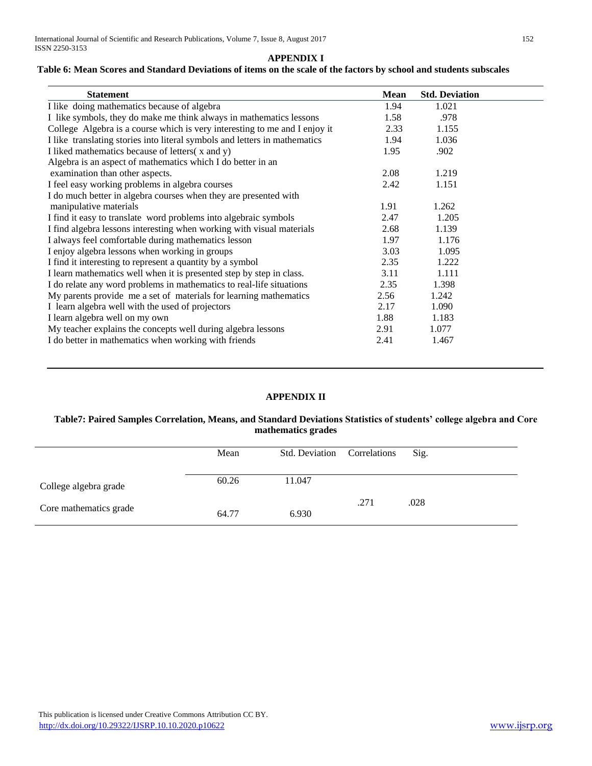## APPENDIX I

**Table 6: Mean Scores and Standard Deviations of items on the scale of the factors by school and students subscales**

| Statement | Mean | Std. Deviation |
|---|---|---|
| I like doing mathematics because of algebra | 1.94 | 1.021 |
| I like symbols, they do make me think always in mathematics lessons | 1.58 | .978 |
| College Algebra is a course which is very interesting to me and I enjoy it | 2.33 | 1.155 |
| I like translating stories into literal symbols and letters in mathematics | 1.94 | 1.036 |
| I liked mathematics because of letters( x and y) | 1.95 | .902 |
| Algebra is an aspect of mathematics which I do better in an examination than other aspects. | 2.08 | 1.219 |
| I feel easy working problems in algebra courses | 2.42 | 1.151 |
| I do much better in algebra courses when they are presented with manipulative materials | 1.91 | 1.262 |
| I find it easy to translate word problems into algebraic symbols | 2.47 | 1.205 |
| I find algebra lessons interesting when working with visual materials | 2.68 | 1.139 |
| I always feel comfortable during mathematics lesson | 1.97 | 1.176 |
| I enjoy algebra lessons when working in groups | 3.03 | 1.095 |
| I find it interesting to represent a quantity by a symbol | 2.35 | 1.222 |
| I learn mathematics well when it is presented step by step in class. | 3.11 | 1.111 |
| I do relate any word problems in mathematics to real-life situations | 2.35 | 1.398 |
| My parents provide me a set of materials for learning mathematics | 2.56 | 1.242 |
| I learn algebra well with the used of projectors | 2.17 | 1.090 |
| I learn algebra well on my own | 1.88 | 1.183 |
| My teacher explains the concepts well during algebra lessons | 2.91 | 1.077 |
| I do better in mathematics when working with friends | 2.41 | 1.467 |

## APPENDIX II

**Table7: Paired Samples Correlation, Means, and Standard Deviations Statistics of students' college algebra and Core mathematics grades**

| | Mean | Std. Deviation | Correlations | Sig. |
|---|---|---|---|---|
| College algebra grade | 60.26 | 11.047 | .271 | .028 |
| Core mathematics grade | 64.77 | 6.930 | | |

This publication is licensed under Creative Commons Attribution CC BY.
http://dx.doi.org/10.29322/IJSRP.10.10.2020.p10622